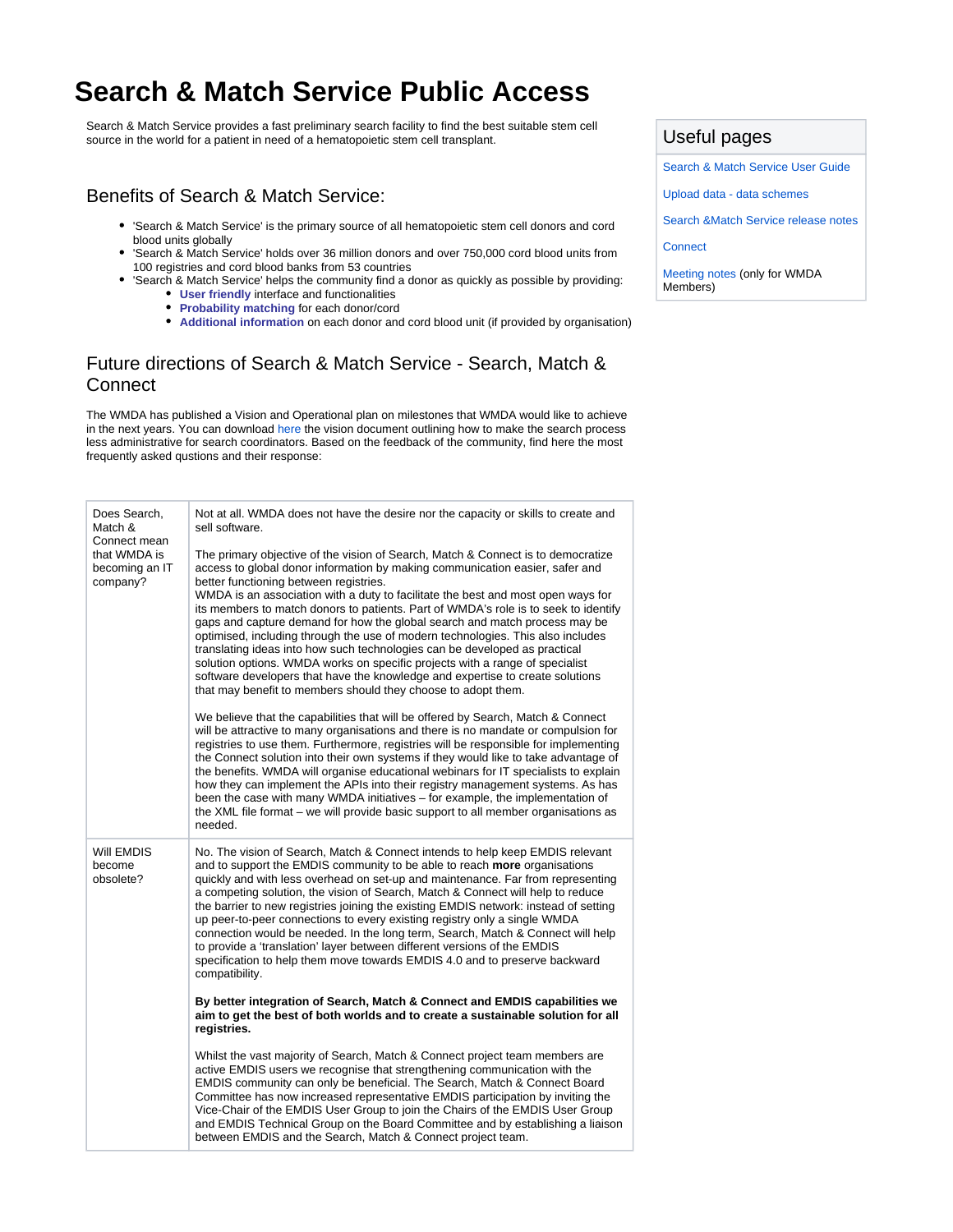# Search & Match Service Public Access

Search & Match Service provides a fast preliminary search facility to find the best suitable stem cell source in the world for a patient in need of a hematopoietic stem cell transplant.

## Benefits of Search & Match Service:

- 'Search & Match Service' is the primary source of all hematopoietic stem cell donors and cord blood units globally
- 'Search & Match Service' holds over 36 million donors and over 750,000 cord blood units from 100 registries and cord blood banks from 53 countries
- 'Search & Match Service' helps the community find a donor as quickly as possible by providing:
  - **User friendly** interface and functionalities
  - **Probability matching** for each donor/cord
  - **Additional information** on each donor and cord blood unit (if provided by organisation)

## Future directions of Search & Match Service - Search, Match & Connect

The WMDA has published a Vision and Operational plan on milestones that WMDA would like to achieve in the next years. You can download here the vision document outlining how to make the search process less administrative for search coordinators. Based on the feedback of the community, find here the most frequently asked qustions and their response:

| | |
|---|---|
| Does Search, Match & Connect mean that WMDA is becoming an IT company? | Not at all. WMDA does not have the desire nor the capacity or skills to create and sell software.<br><br>The primary objective of the vision of Search, Match & Connect is to democratize access to global donor information by making communication easier, safer and better functioning between registries.<br>WMDA is an association with a duty to facilitate the best and most open ways for its members to match donors to patients. Part of WMDA's role is to seek to identify gaps and capture demand for how the global search and match process may be optimised, including through the use of modern technologies. This also includes translating ideas into how such technologies can be developed as practical solution options. WMDA works on specific projects with a range of specialist software developers that have the knowledge and expertise to create solutions that may benefit to members should they choose to adopt them.<br><br>We believe that the capabilities that will be offered by Search, Match & Connect will be attractive to many organisations and there is no mandate or compulsion for registries to use them. Furthermore, registries will be responsible for implementing the Connect solution into their own systems if they would like to take advantage of the benefits. WMDA will organise educational webinars for IT specialists to explain how they can implement the APIs into their registry management systems. As has been the case with many WMDA initiatives – for example, the implementation of the XML file format – we will provide basic support to all member organisations as needed. |
| Will EMDIS become obsolete? | No. The vision of Search, Match & Connect intends to help keep EMDIS relevant and to support the EMDIS community to be able to reach **more** organisations quickly and with less overhead on set-up and maintenance. Far from representing a competing solution, the vision of Search, Match & Connect will help to reduce the barrier to new registries joining the existing EMDIS network: instead of setting up peer-to-peer connections to every existing registry only a single WMDA connection would be needed. In the long term, Search, Match & Connect will help to provide a 'translation' layer between different versions of the EMDIS specification to help them move towards EMDIS 4.0 and to preserve backward compatibility.<br><br>**By better integration of Search, Match & Connect and EMDIS capabilities we aim to get the best of both worlds and to create a sustainable solution for all registries.**<br><br>Whilst the vast majority of Search, Match & Connect project team members are active EMDIS users we recognise that strengthening communication with the EMDIS community can only be beneficial. The Search, Match & Connect Board Committee has now increased representative EMDIS participation by inviting the Vice-Chair of the EMDIS User Group to join the Chairs of the EMDIS User Group and EMDIS Technical Group on the Board Committee and by establishing a liaison between EMDIS and the Search, Match & Connect project team. |

## Useful pages

- Search & Match Service User Guide
- Upload data - data schemes
- Search &Match Service release notes
- Connect
- Meeting notes (only for WMDA Members)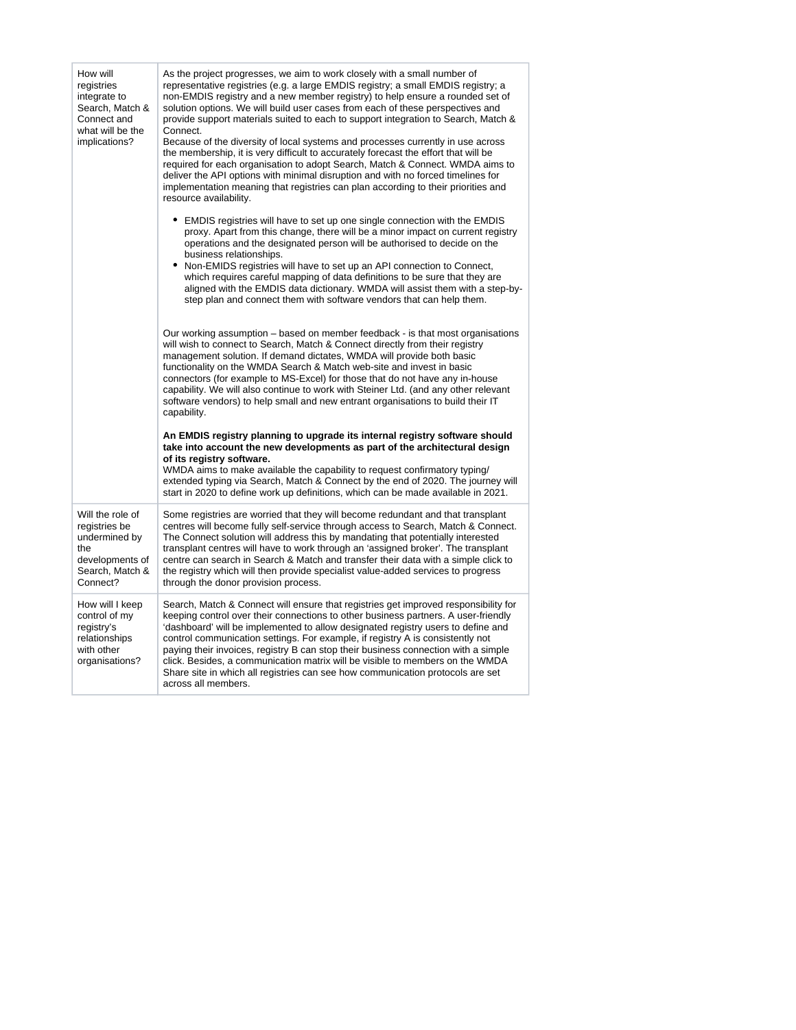| | |
|---|---|
| How will registries integrate to Search, Match & Connect and what will be the implications? | As the project progresses, we aim to work closely with a small number of representative registries (e.g. a large EMDIS registry; a small EMDIS registry; a non-EMDIS registry and a new member registry) to help ensure a rounded set of solution options. We will build user cases from each of these perspectives and provide support materials suited to each to support integration to Search, Match & Connect.<br>Because of the diversity of local systems and processes currently in use across the membership, it is very difficult to accurately forecast the effort that will be required for each organisation to adopt Search, Match & Connect. WMDA aims to deliver the API options with minimal disruption and with no forced timelines for implementation meaning that registries can plan according to their priorities and resource availability.<br><br>• EMDIS registries will have to set up one single connection with the EMDIS proxy. Apart from this change, there will be a minor impact on current registry operations and the designated person will be authorised to decide on the business relationships.<br>• Non-EMIDS registries will have to set up an API connection to Connect, which requires careful mapping of data definitions to be sure that they are aligned with the EMDIS data dictionary. WMDA will assist them with a step-by-step plan and connect them with software vendors that can help them.<br><br>Our working assumption – based on member feedback - is that most organisations will wish to connect to Search, Match & Connect directly from their registry management solution. If demand dictates, WMDA will provide both basic functionality on the WMDA Search & Match web-site and invest in basic connectors (for example to MS-Excel) for those that do not have any in-house capability. We will also continue to work with Steiner Ltd. (and any other relevant software vendors) to help small and new entrant organisations to build their IT capability.<br><br>**An EMDIS registry planning to upgrade its internal registry software should take into account the new developments as part of the architectural design of its registry software.**<br>WMDA aims to make available the capability to request confirmatory typing/ extended typing via Search, Match & Connect by the end of 2020. The journey will start in 2020 to define work up definitions, which can be made available in 2021. |
| Will the role of registries be undermined by the developments of Search, Match & Connect? | Some registries are worried that they will become redundant and that transplant centres will become fully self-service through access to Search, Match & Connect. The Connect solution will address this by mandating that potentially interested transplant centres will have to work through an 'assigned broker'. The transplant centre can search in Search & Match and transfer their data with a simple click to the registry which will then provide specialist value-added services to progress through the donor provision process. |
| How will I keep control of my registry's relationships with other organisations? | Search, Match & Connect will ensure that registries get improved responsibility for keeping control over their connections to other business partners. A user-friendly 'dashboard' will be implemented to allow designated registry users to define and control communication settings. For example, if registry A is consistently not paying their invoices, registry B can stop their business connection with a simple click. Besides, a communication matrix will be visible to members on the WMDA Share site in which all registries can see how communication protocols are set across all members. |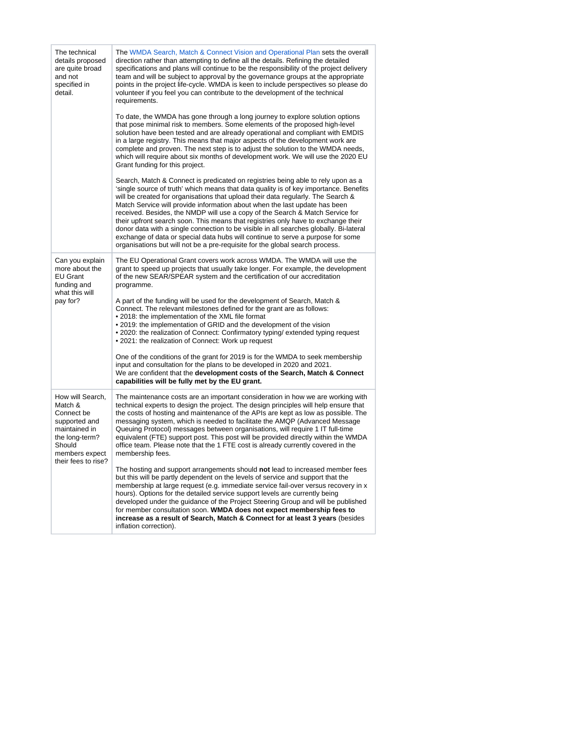| | |
|---|---|
| The technical details proposed are quite broad and not specified in detail. | The WMDA Search, Match & Connect Vision and Operational Plan sets the overall direction rather than attempting to define all the details. Refining the detailed specifications and plans will continue to be the responsibility of the project delivery team and will be subject to approval by the governance groups at the appropriate points in the project life-cycle. WMDA is keen to include perspectives so please do volunteer if you feel you can contribute to the development of the technical requirements.<br><br>To date, the WMDA has gone through a long journey to explore solution options that pose minimal risk to members. Some elements of the proposed high-level solution have been tested and are already operational and compliant with EMDIS in a large registry. This means that major aspects of the development work are complete and proven. The next step is to adjust the solution to the WMDA needs, which will require about six months of development work. We will use the 2020 EU Grant funding for this project.<br><br>Search, Match & Connect is predicated on registries being able to rely upon as a 'single source of truth' which means that data quality is of key importance. Benefits will be created for organisations that upload their data regularly. The Search & Match Service will provide information about when the last update has been received. Besides, the NMDP will use a copy of the Search & Match Service for their upfront search soon. This means that registries only have to exchange their donor data with a single connection to be visible in all searches globally. Bi-lateral exchange of data or special data hubs will continue to serve a purpose for some organisations but will not be a pre-requisite for the global search process. |
| Can you explain more about the EU Grant funding and what this will pay for? | The EU Operational Grant covers work across WMDA. The WMDA will use the grant to speed up projects that usually take longer. For example, the development of the new SEAR/SPEAR system and the certification of our accreditation programme.<br><br>A part of the funding will be used for the development of Search, Match & Connect. The relevant milestones defined for the grant are as follows:<br>• 2018: the implementation of the XML file format<br>• 2019: the implementation of GRID and the development of the vision<br>• 2020: the realization of Connect: Confirmatory typing/ extended typing request<br>• 2021: the realization of Connect: Work up request<br><br>One of the conditions of the grant for 2019 is for the WMDA to seek membership input and consultation for the plans to be developed in 2020 and 2021.<br>We are confident that the **development costs of the Search, Match & Connect capabilities will be fully met by the EU grant.** |
| How will Search, Match & Connect be supported and maintained in the long-term? Should members expect their fees to rise? | The maintenance costs are an important consideration in how we are working with technical experts to design the project. The design principles will help ensure that the costs of hosting and maintenance of the APIs are kept as low as possible. The messaging system, which is needed to facilitate the AMQP (Advanced Message Queuing Protocol) messages between organisations, will require 1 IT full-time equivalent (FTE) support post. This post will be provided directly within the WMDA office team. Please note that the 1 FTE cost is already currently covered in the membership fees.<br><br>The hosting and support arrangements should **not** lead to increased member fees but this will be partly dependent on the levels of service and support that the membership at large request (e.g. immediate service fail-over versus recovery in x hours). Options for the detailed service support levels are currently being developed under the guidance of the Project Steering Group and will be published for member consultation soon. **WMDA does not expect membership fees to increase as a result of Search, Match & Connect for at least 3 years** (besides inflation correction). |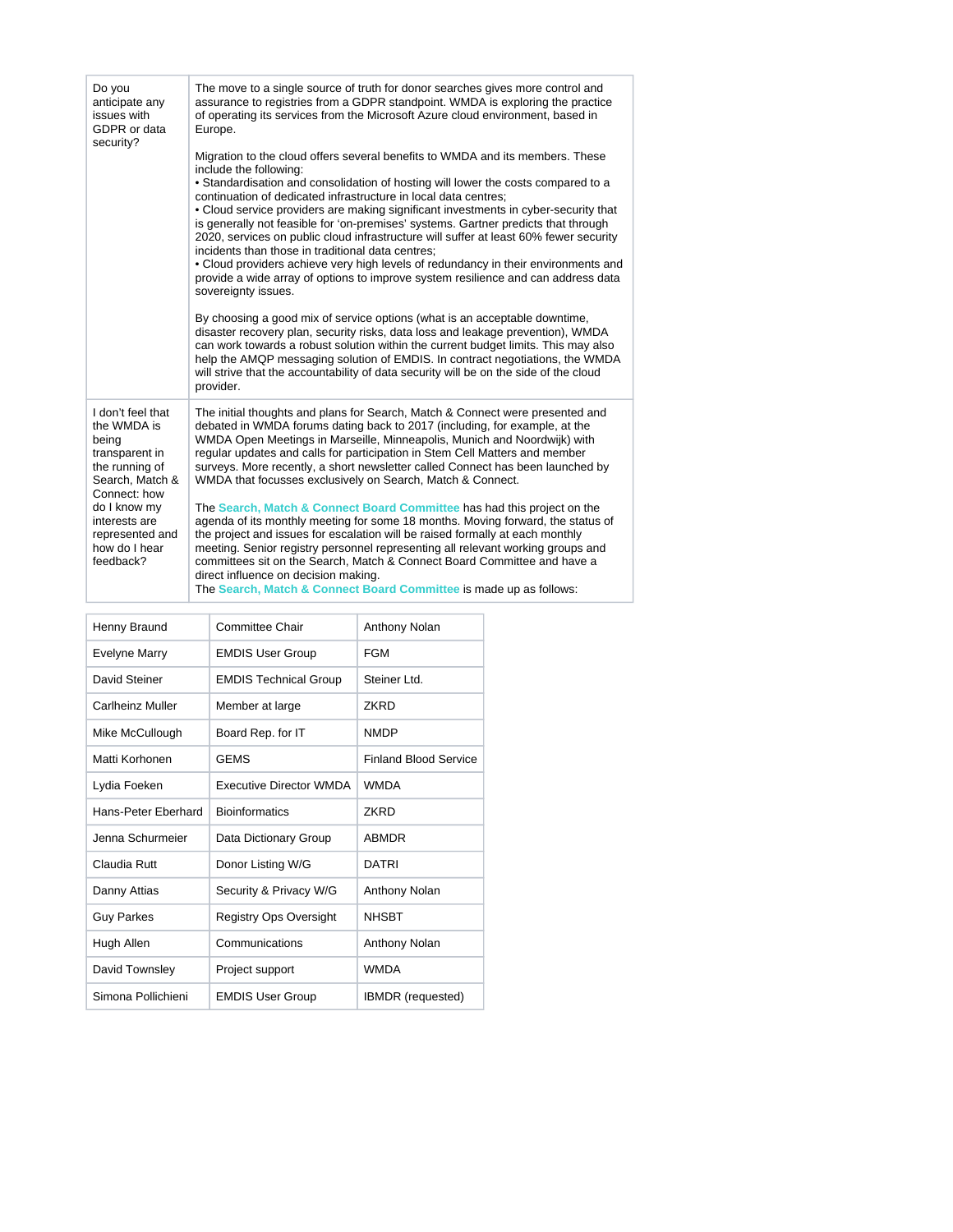| Do you anticipate any issues with GDPR or data security? | The move to a single source of truth for donor searches gives more control and assurance to registries from a GDPR standpoint. WMDA is exploring the practice of operating its services from the Microsoft Azure cloud environment, based in Europe.<br><br>Migration to the cloud offers several benefits to WMDA and its members. These include the following:<br>• Standardisation and consolidation of hosting will lower the costs compared to a continuation of dedicated infrastructure in local data centres;<br>• Cloud service providers are making significant investments in cyber-security that is generally not feasible for 'on-premises' systems. Gartner predicts that through 2020, services on public cloud infrastructure will suffer at least 60% fewer security incidents than those in traditional data centres;<br>• Cloud providers achieve very high levels of redundancy in their environments and provide a wide array of options to improve system resilience and can address data sovereignty issues.<br><br>By choosing a good mix of service options (what is an acceptable downtime, disaster recovery plan, security risks, data loss and leakage prevention), WMDA can work towards a robust solution within the current budget limits. This may also help the AMQP messaging solution of EMDIS. In contract negotiations, the WMDA will strive that the accountability of data security will be on the side of the cloud provider. |
|---|---|
| I don't feel that the WMDA is being transparent in the running of Search, Match & Connect: how do I know my interests are represented and how do I hear feedback? | The initial thoughts and plans for Search, Match & Connect were presented and debated in WMDA forums dating back to 2017 (including, for example, at the WMDA Open Meetings in Marseille, Minneapolis, Munich and Noordwijk) with regular updates and calls for participation in Stem Cell Matters and member surveys. More recently, a short newsletter called Connect has been launched by WMDA that focusses exclusively on Search, Match & Connect.<br><br>The **Search, Match & Connect Board Committee** has had this project on the agenda of its monthly meeting for some 18 months. Moving forward, the status of the project and issues for escalation will be raised formally at each monthly meeting. Senior registry personnel representing all relevant working groups and committees sit on the Search, Match & Connect Board Committee and have a direct influence on decision making.<br>The **Search, Match & Connect Board Committee** is made up as follows: |

| | | |
|---|---|---|
| Henny Braund | Committee Chair | Anthony Nolan |
| Evelyne Marry | EMDIS User Group | FGM |
| David Steiner | EMDIS Technical Group | Steiner Ltd. |
| Carlheinz Muller | Member at large | ZKRD |
| Mike McCullough | Board Rep. for IT | NMDP |
| Matti Korhonen | GEMS | Finland Blood Service |
| Lydia Foeken | Executive Director WMDA | WMDA |
| Hans-Peter Eberhard | Bioinformatics | ZKRD |
| Jenna Schurmeier | Data Dictionary Group | ABMDR |
| Claudia Rutt | Donor Listing W/G | DATRI |
| Danny Attias | Security & Privacy W/G | Anthony Nolan |
| Guy Parkes | Registry Ops Oversight | NHSBT |
| Hugh Allen | Communications | Anthony Nolan |
| David Townsley | Project support | WMDA |
| Simona Pollichieni | EMDIS User Group | IBMDR (requested) |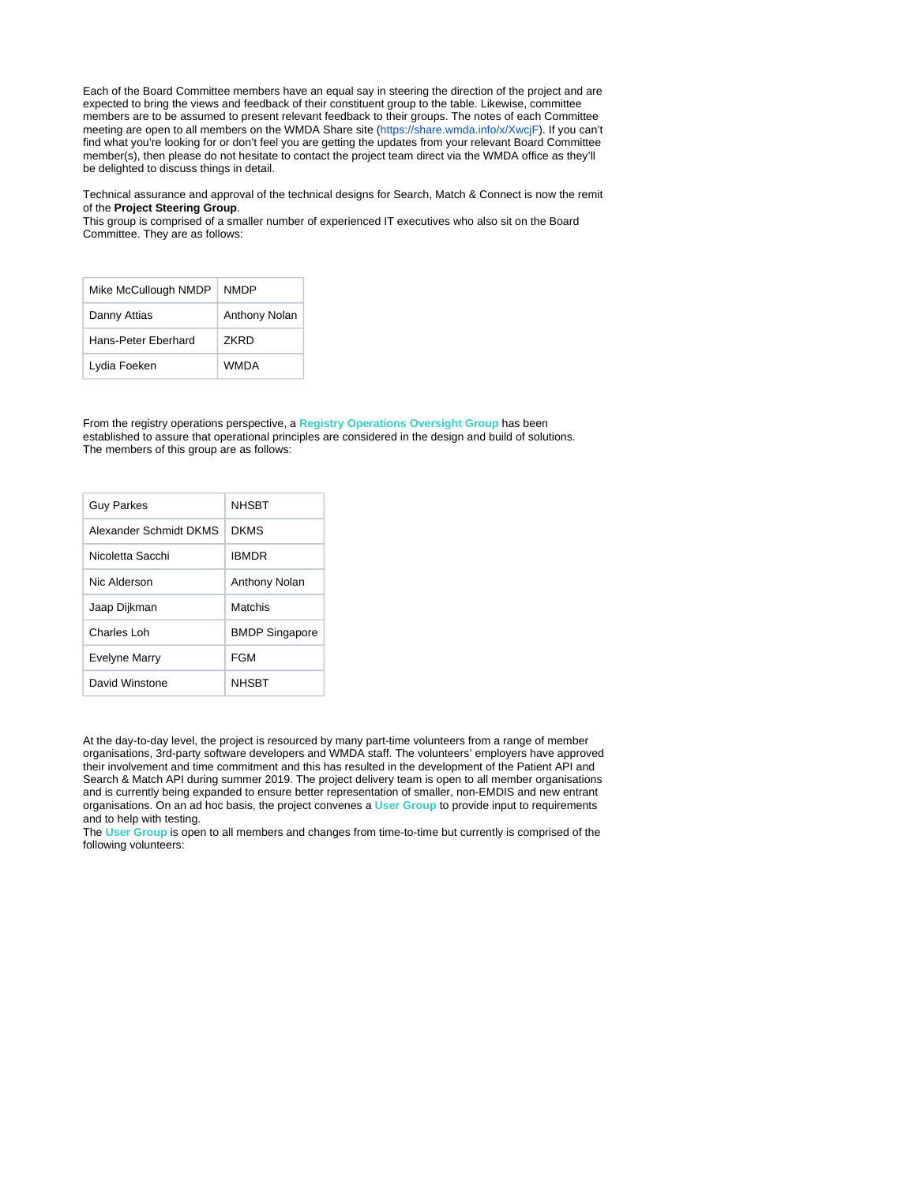Each of the Board Committee members have an equal say in steering the direction of the project and are expected to bring the views and feedback of their constituent group to the table. Likewise, committee members are to be assumed to present relevant feedback to their groups. The notes of each Committee meeting are open to all members on the WMDA Share site (https://share.wmda.info/x/XwcjF). If you can't find what you're looking for or don't feel you are getting the updates from your relevant Board Committee member(s), then please do not hesitate to contact the project team direct via the WMDA office as they'll be delighted to discuss things in detail.

Technical assurance and approval of the technical designs for Search, Match & Connect is now the remit of the **Project Steering Group**.
This group is comprised of a smaller number of experienced IT executives who also sit on the Board Committee. They are as follows:

| | |
|---|---|
| Mike McCullough NMDP | NMDP |
| Danny Attias | Anthony Nolan |
| Hans-Peter Eberhard | ZKRD |
| Lydia Foeken | WMDA |

From the registry operations perspective, a **Registry Operations Oversight Group** has been established to assure that operational principles are considered in the design and build of solutions. The members of this group are as follows:

| | |
|---|---|
| Guy Parkes | NHSBT |
| Alexander Schmidt DKMS | DKMS |
| Nicoletta Sacchi | IBMDR |
| Nic Alderson | Anthony Nolan |
| Jaap Dijkman | Matchis |
| Charles Loh | BMDP Singapore |
| Evelyne Marry | FGM |
| David Winstone | NHSBT |

At the day-to-day level, the project is resourced by many part-time volunteers from a range of member organisations, 3rd-party software developers and WMDA staff. The volunteers' employers have approved their involvement and time commitment and this has resulted in the development of the Patient API and Search & Match API during summer 2019. The project delivery team is open to all member organisations and is currently being expanded to ensure better representation of smaller, non-EMDIS and new entrant organisations. On an ad hoc basis, the project convenes a **User Group** to provide input to requirements and to help with testing.
The **User Group** is open to all members and changes from time-to-time but currently is comprised of the following volunteers: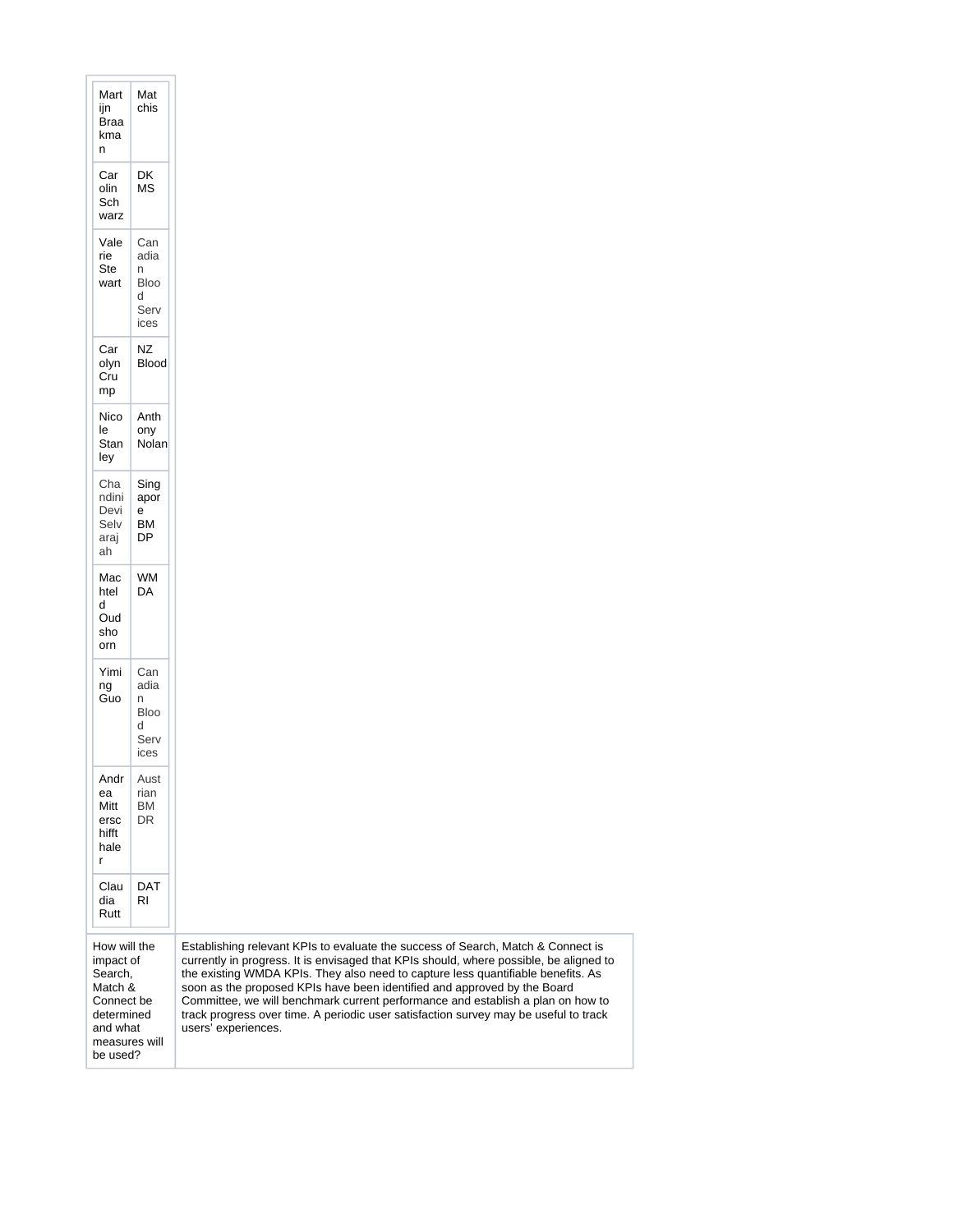| | |
|---|---|
| Martijn Braakman | Matchis |
| Carolin Schwarz | DKMS |
| Valerie Stewart | Canadian Blood Services |
| Carolyn Crump | NZ Blood |
| Nicole Stanley | Anthony Nolan |
| Chandini Devi Selvarajah | Singapore BMDP |
| Machteld Oudshoorn | WMDA |
| Yiming Guo | Canadian Blood Services |
| Andrea Mittersch ifftthaler | Austrian BMDR |
| Claudia Rutt | DATRI |

| | |
|---|---|
| How will the impact of Search, Match & Connect be determined and what measures will be used? | Establishing relevant KPIs to evaluate the success of Search, Match & Connect is currently in progress. It is envisaged that KPIs should, where possible, be aligned to the existing WMDA KPIs. They also need to capture less quantifiable benefits. As soon as the proposed KPIs have been identified and approved by the Board Committee, we will benchmark current performance and establish a plan on how to track progress over time. A periodic user satisfaction survey may be useful to track users' experiences. |